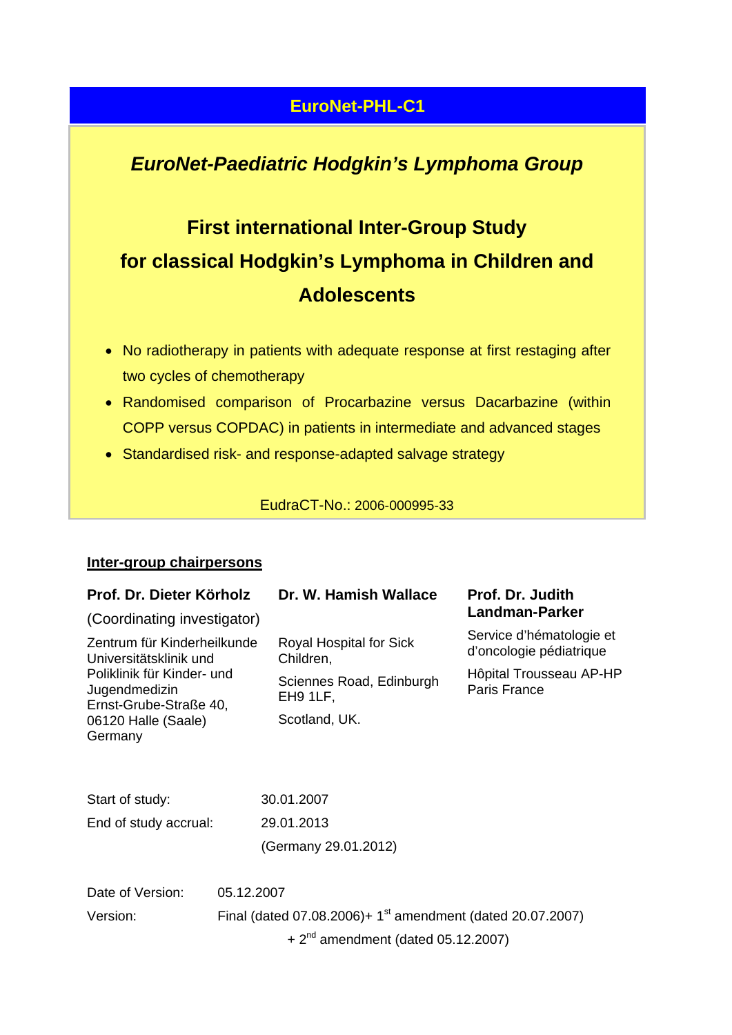# EuroNet-PHL-C1

## *EuroNet-Paediatric Hodgkin's Lymphoma Group*

## First international Inter-Group Study for classical Hodgkin's Lymphoma in Children and Adolescents

- No radiotherapy in patients with adequate response at first restaging after two cycles of chemotherapy
- Randomised comparison of Procarbazine versus Dacarbazine (within COPP versus COPDAC) in patients in intermediate and advanced stages
- Standardised risk- and response-adapted salvage strategy

EudraCT-No.: 2006-000995-33

**Inter-group chairpersons**

**Prof. Dr. Dieter Körholz**
(Coordinating investigator)
Zentrum für Kinderheilkunde
Universitätsklinik und Poliklinik für Kinder- und Jugendmedizin
Ernst-Grube-Straße 40,
06120 Halle (Saale)
Germany

**Dr. W. Hamish Wallace**
Royal Hospital for Sick Children,
Sciennes Road, Edinburgh EH9 1LF,
Scotland, UK.

**Prof. Dr. Judith Landman-Parker**
Service d'hématologie et d'oncologie pédiatrique
Hôpital Trousseau AP-HP
Paris France

Start of study: 30.01.2007
End of study accrual: 29.01.2013
(Germany 29.01.2012)

Date of Version: 05.12.2007
Version: Final (dated 07.08.2006)+ 1st amendment (dated 20.07.2007) + 2nd amendment (dated 05.12.2007)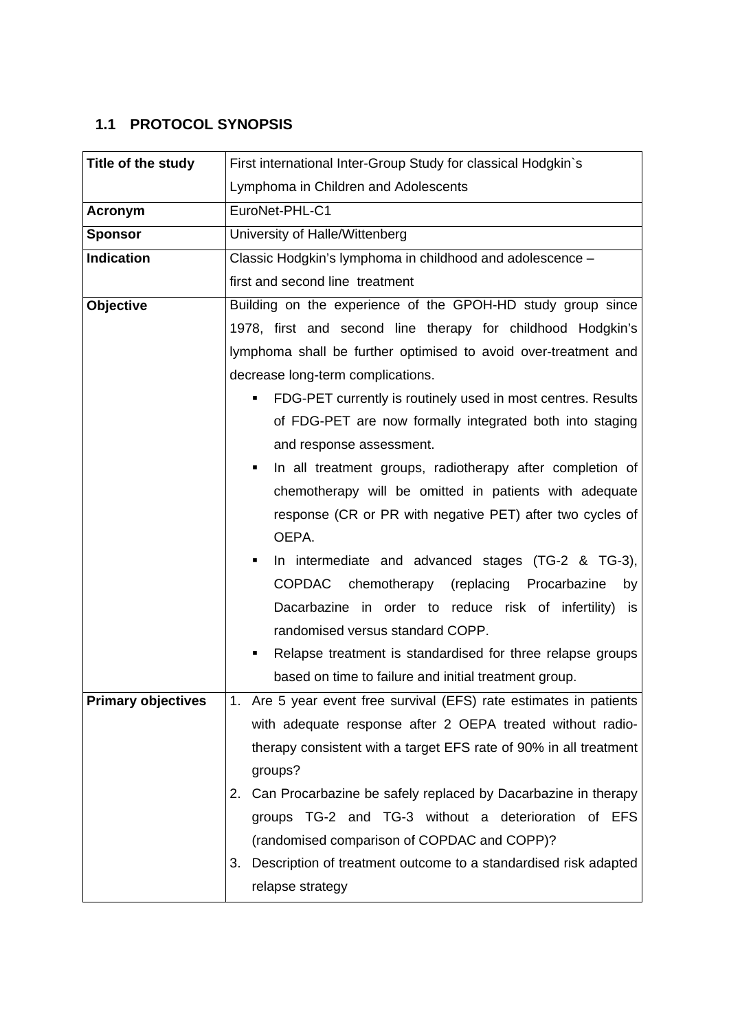## 1.1 PROTOCOL SYNOPSIS

| | |
|---|---|
| **Title of the study** | First international Inter-Group Study for classical Hodgkin`s Lymphoma in Children and Adolescents |
| **Acronym** | EuroNet-PHL-C1 |
| **Sponsor** | University of Halle/Wittenberg |
| **Indication** | Classic Hodgkin's lymphoma in childhood and adolescence – first and second line treatment |
| **Objective** | Building on the experience of the GPOH-HD study group since 1978, first and second line therapy for childhood Hodgkin's lymphoma shall be further optimised to avoid over-treatment and decrease long-term complications.<br>▪ FDG-PET currently is routinely used in most centres. Results of FDG-PET are now formally integrated both into staging and response assessment.<br>▪ In all treatment groups, radiotherapy after completion of chemotherapy will be omitted in patients with adequate response (CR or PR with negative PET) after two cycles of OEPA.<br>▪ In intermediate and advanced stages (TG-2 & TG-3), COPDAC chemotherapy (replacing Procarbazine by Dacarbazine in order to reduce risk of infertility) is randomised versus standard COPP.<br>▪ Relapse treatment is standardised for three relapse groups based on time to failure and initial treatment group. |
| **Primary objectives** | 1. Are 5 year event free survival (EFS) rate estimates in patients with adequate response after 2 OEPA treated without radio-therapy consistent with a target EFS rate of 90% in all treatment groups?<br>2. Can Procarbazine be safely replaced by Dacarbazine in therapy groups TG-2 and TG-3 without a deterioration of EFS (randomised comparison of COPDAC and COPP)?<br>3. Description of treatment outcome to a standardised risk adapted relapse strategy |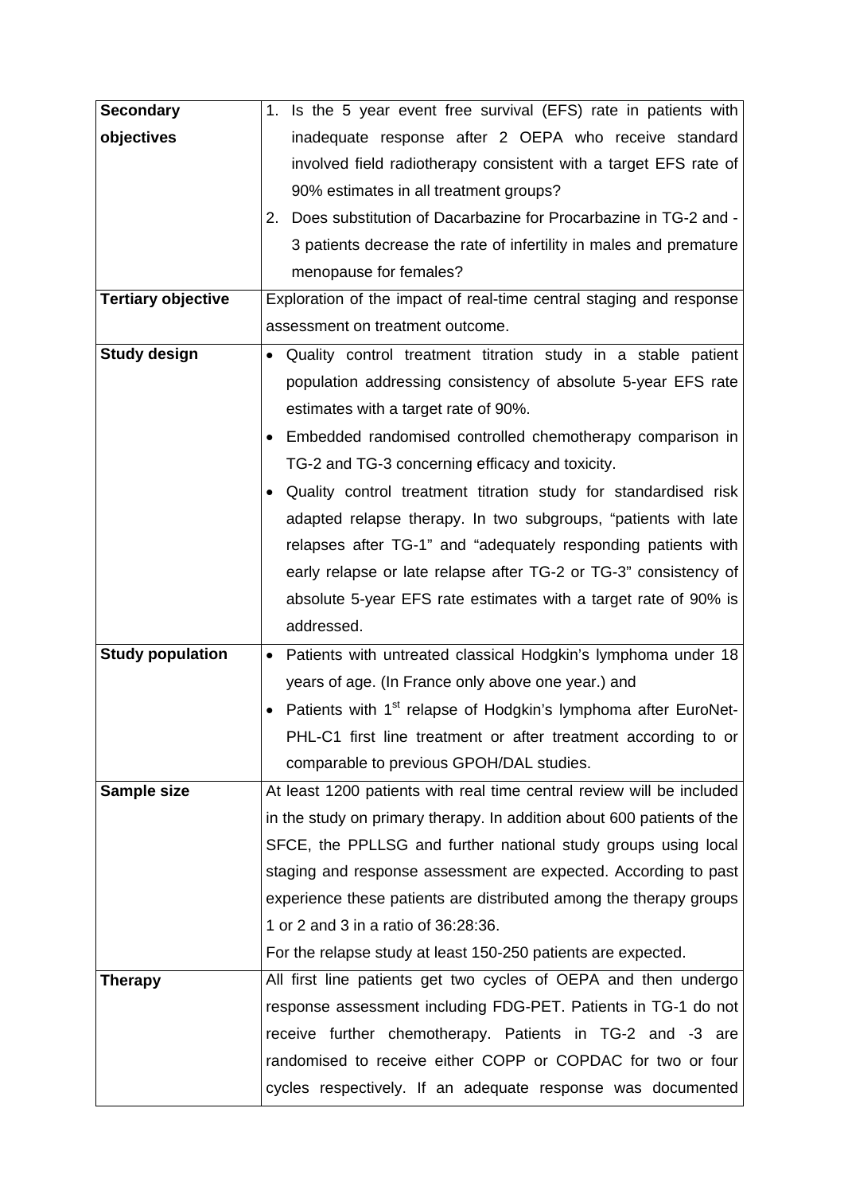| | |
|---|---|
| **Secondary objectives** | 1. Is the 5 year event free survival (EFS) rate in patients with inadequate response after 2 OEPA who receive standard involved field radiotherapy consistent with a target EFS rate of 90% estimates in all treatment groups?<br>2. Does substitution of Dacarbazine for Procarbazine in TG-2 and -3 patients decrease the rate of infertility in males and premature menopause for females? |
| **Tertiary objective** | Exploration of the impact of real-time central staging and response assessment on treatment outcome. |
| **Study design** | • Quality control treatment titration study in a stable patient population addressing consistency of absolute 5-year EFS rate estimates with a target rate of 90%.<br>• Embedded randomised controlled chemotherapy comparison in TG-2 and TG-3 concerning efficacy and toxicity.<br>• Quality control treatment titration study for standardised risk adapted relapse therapy. In two subgroups, "patients with late relapses after TG-1" and "adequately responding patients with early relapse or late relapse after TG-2 or TG-3" consistency of absolute 5-year EFS rate estimates with a target rate of 90% is addressed. |
| **Study population** | • Patients with untreated classical Hodgkin's lymphoma under 18 years of age. (In France only above one year.) and<br>• Patients with 1st relapse of Hodgkin's lymphoma after EuroNet-PHL-C1 first line treatment or after treatment according to or comparable to previous GPOH/DAL studies. |
| **Sample size** | At least 1200 patients with real time central review will be included in the study on primary therapy. In addition about 600 patients of the SFCE, the PPLLSG and further national study groups using local staging and response assessment are expected. According to past experience these patients are distributed among the therapy groups 1 or 2 and 3 in a ratio of 36:28:36.<br>For the relapse study at least 150-250 patients are expected. |
| **Therapy** | All first line patients get two cycles of OEPA and then undergo response assessment including FDG-PET. Patients in TG-1 do not receive further chemotherapy. Patients in TG-2 and -3 are randomised to receive either COPP or COPDAC for two or four cycles respectively. If an adequate response was documented |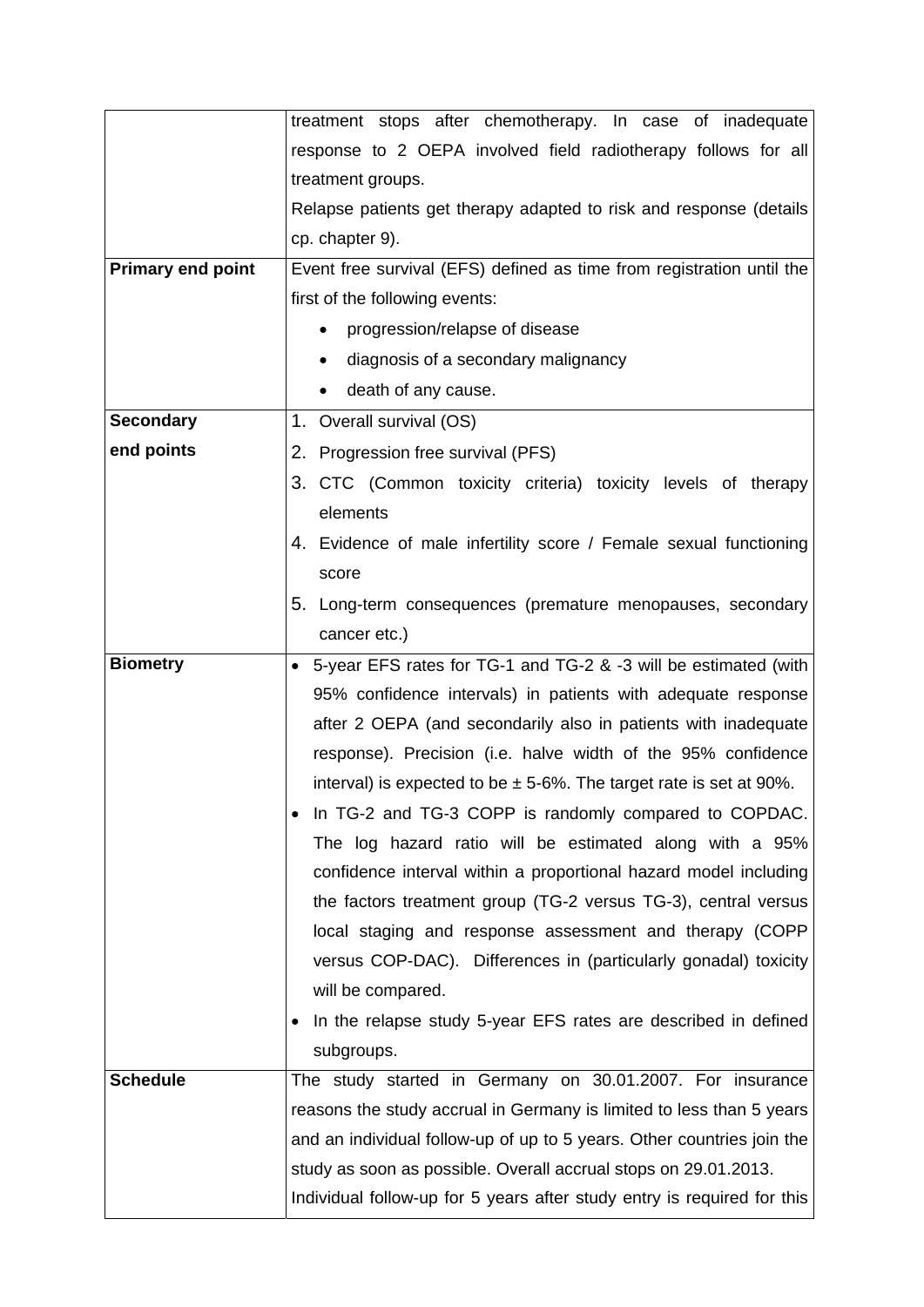| | |
|---|---|
| | treatment stops after chemotherapy. In case of inadequate response to 2 OEPA involved field radiotherapy follows for all treatment groups.<br>Relapse patients get therapy adapted to risk and response (details cp. chapter 9). |
| **Primary end point** | Event free survival (EFS) defined as time from registration until the first of the following events:<br>• progression/relapse of disease<br>• diagnosis of a secondary malignancy<br>• death of any cause. |
| **Secondary end points** | 1. Overall survival (OS)<br>2. Progression free survival (PFS)<br>3. CTC (Common toxicity criteria) toxicity levels of therapy elements<br>4. Evidence of male infertility score / Female sexual functioning score<br>5. Long-term consequences (premature menopauses, secondary cancer etc.) |
| **Biometry** | • 5-year EFS rates for TG-1 and TG-2 & -3 will be estimated (with 95% confidence intervals) in patients with adequate response after 2 OEPA (and secondarily also in patients with inadequate response). Precision (i.e. halve width of the 95% confidence interval) is expected to be ± 5-6%. The target rate is set at 90%.<br>• In TG-2 and TG-3 COPP is randomly compared to COPDAC. The log hazard ratio will be estimated along with a 95% confidence interval within a proportional hazard model including the factors treatment group (TG-2 versus TG-3), central versus local staging and response assessment and therapy (COPP versus COP-DAC). Differences in (particularly gonadal) toxicity will be compared.<br>• In the relapse study 5-year EFS rates are described in defined subgroups. |
| **Schedule** | The study started in Germany on 30.01.2007. For insurance reasons the study accrual in Germany is limited to less than 5 years and an individual follow-up of up to 5 years. Other countries join the study as soon as possible. Overall accrual stops on 29.01.2013.<br>Individual follow-up for 5 years after study entry is required for this |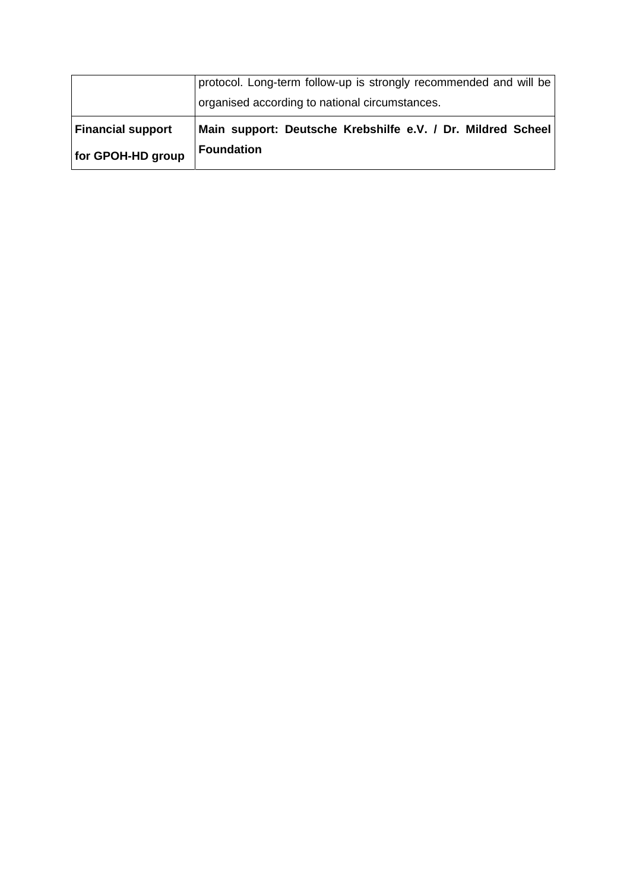| | |
|---|---|
| | protocol. Long-term follow-up is strongly recommended and will be organised according to national circumstances. |
| **Financial support for GPOH-HD group** | **Main support: Deutsche Krebshilfe e.V. / Dr. Mildred Scheel Foundation** |